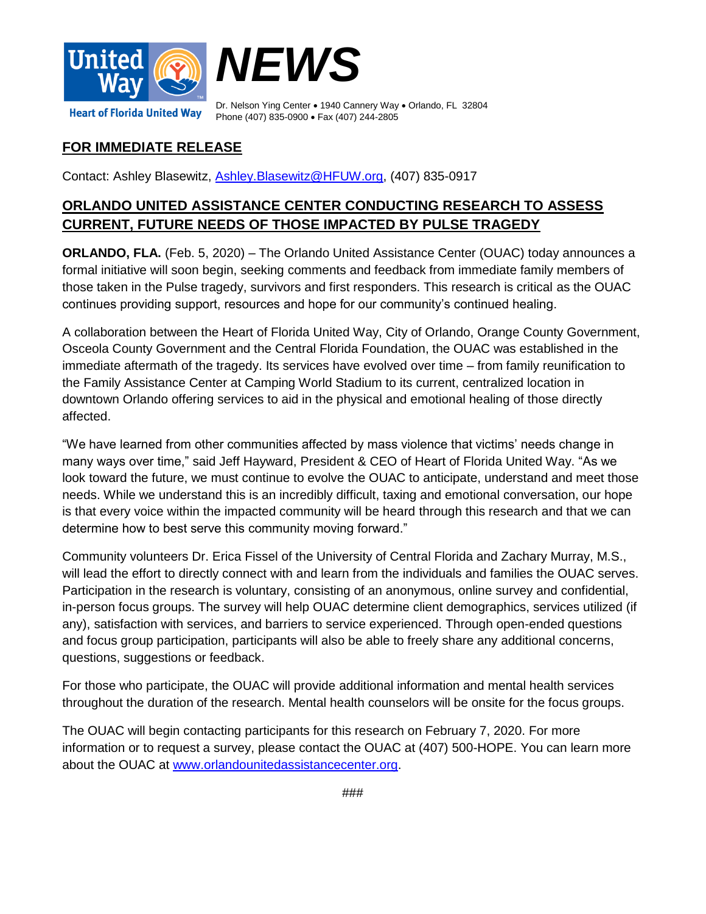**Heart of Florida United Way**

# *NEWS*

Dr. Nelson Ying Center • 1940 Cannery Way • Orlando, FL 32804
Phone (407) 835-0900 • Fax (407) 244-2805

**FOR IMMEDIATE RELEASE**

Contact: Ashley Blasewitz, Ashley.Blasewitz@HFUW.org, (407) 835-0917

## ORLANDO UNITED ASSISTANCE CENTER CONDUCTING RESEARCH TO ASSESS CURRENT, FUTURE NEEDS OF THOSE IMPACTED BY PULSE TRAGEDY

**ORLANDO, FLA.** (Feb. 5, 2020) – The Orlando United Assistance Center (OUAC) today announces a formal initiative will soon begin, seeking comments and feedback from immediate family members of those taken in the Pulse tragedy, survivors and first responders. This research is critical as the OUAC continues providing support, resources and hope for our community's continued healing.

A collaboration between the Heart of Florida United Way, City of Orlando, Orange County Government, Osceola County Government and the Central Florida Foundation, the OUAC was established in the immediate aftermath of the tragedy. Its services have evolved over time – from family reunification to the Family Assistance Center at Camping World Stadium to its current, centralized location in downtown Orlando offering services to aid in the physical and emotional healing of those directly affected.

"We have learned from other communities affected by mass violence that victims' needs change in many ways over time," said Jeff Hayward, President & CEO of Heart of Florida United Way. "As we look toward the future, we must continue to evolve the OUAC to anticipate, understand and meet those needs. While we understand this is an incredibly difficult, taxing and emotional conversation, our hope is that every voice within the impacted community will be heard through this research and that we can determine how to best serve this community moving forward."

Community volunteers Dr. Erica Fissel of the University of Central Florida and Zachary Murray, M.S., will lead the effort to directly connect with and learn from the individuals and families the OUAC serves. Participation in the research is voluntary, consisting of an anonymous, online survey and confidential, in-person focus groups. The survey will help OUAC determine client demographics, services utilized (if any), satisfaction with services, and barriers to service experienced. Through open-ended questions and focus group participation, participants will also be able to freely share any additional concerns, questions, suggestions or feedback.

For those who participate, the OUAC will provide additional information and mental health services throughout the duration of the research. Mental health counselors will be onsite for the focus groups.

The OUAC will begin contacting participants for this research on February 7, 2020. For more information or to request a survey, please contact the OUAC at (407) 500-HOPE. You can learn more about the OUAC at www.orlandounitedassistancecenter.org.

###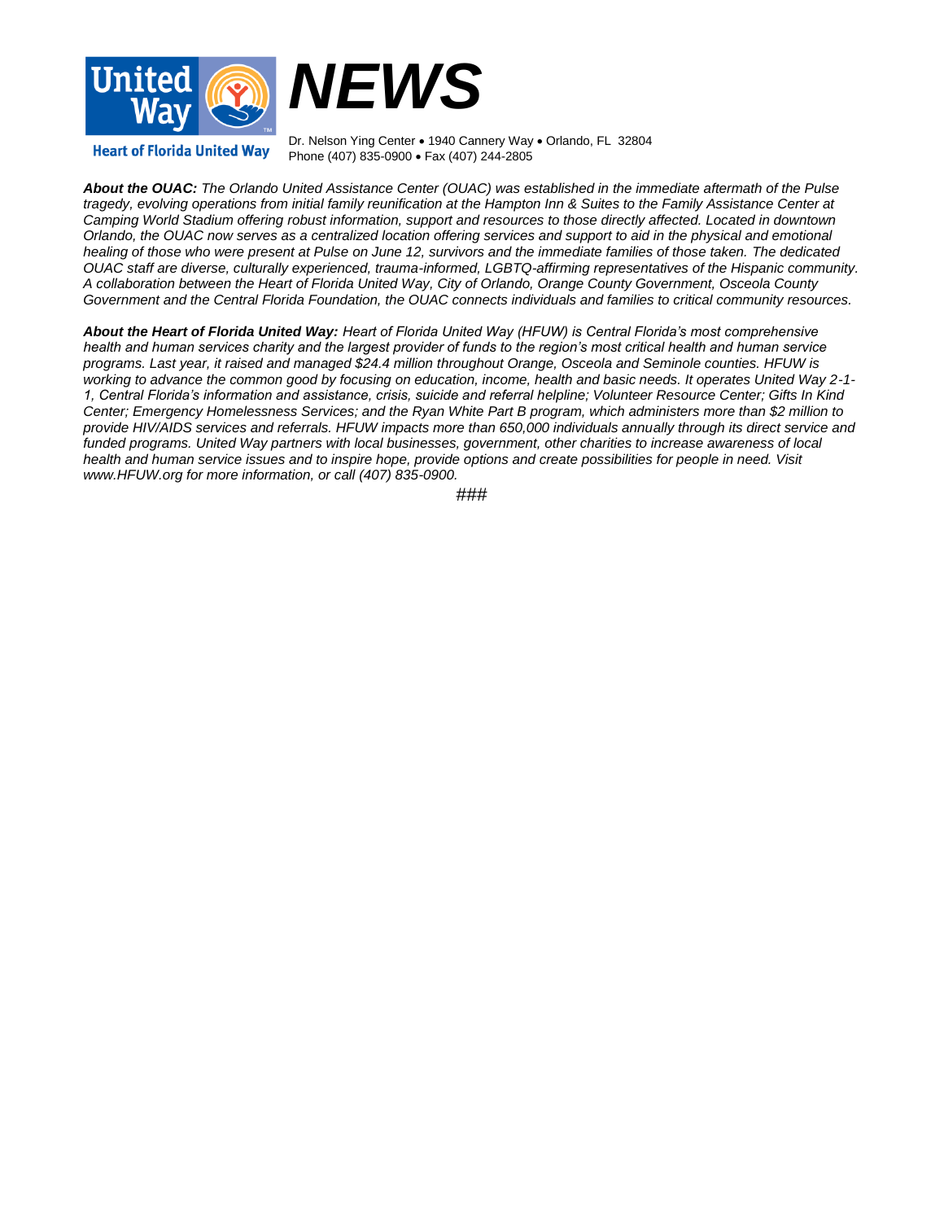# NEWS

Dr. Nelson Ying Center • 1940 Cannery Way • Orlando, FL 32804
Phone (407) 835-0900 • Fax (407) 244-2805

***About the OUAC:*** *The Orlando United Assistance Center (OUAC) was established in the immediate aftermath of the Pulse tragedy, evolving operations from initial family reunification at the Hampton Inn & Suites to the Family Assistance Center at Camping World Stadium offering robust information, support and resources to those directly affected. Located in downtown Orlando, the OUAC now serves as a centralized location offering services and support to aid in the physical and emotional healing of those who were present at Pulse on June 12, survivors and the immediate families of those taken. The dedicated OUAC staff are diverse, culturally experienced, trauma-informed, LGBTQ-affirming representatives of the Hispanic community. A collaboration between the Heart of Florida United Way, City of Orlando, Orange County Government, Osceola County Government and the Central Florida Foundation, the OUAC connects individuals and families to critical community resources.*

***About the Heart of Florida United Way:*** *Heart of Florida United Way (HFUW) is Central Florida's most comprehensive health and human services charity and the largest provider of funds to the region's most critical health and human service programs. Last year, it raised and managed $24.4 million throughout Orange, Osceola and Seminole counties. HFUW is working to advance the common good by focusing on education, income, health and basic needs. It operates United Way 2-1-1, Central Florida's information and assistance, crisis, suicide and referral helpline; Volunteer Resource Center; Gifts In Kind Center; Emergency Homelessness Services; and the Ryan White Part B program, which administers more than $2 million to provide HIV/AIDS services and referrals. HFUW impacts more than 650,000 individuals annually through its direct service and funded programs. United Way partners with local businesses, government, other charities to increase awareness of local health and human service issues and to inspire hope, provide options and create possibilities for people in need. Visit www.HFUW.org for more information, or call (407) 835-0900.*

###